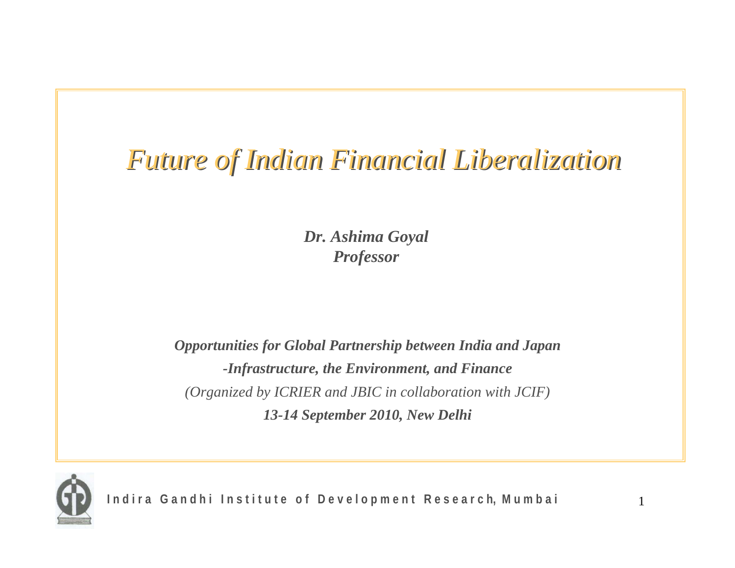# *Future of Indian Financial Liberalization*

***Dr. Ashima Goyal***
***Professor***

***Opportunities for Global Partnership between India and Japan***
***-Infrastructure, the Environment, and Finance***
*(Organized by ICRIER and JBIC in collaboration with JCIF)*
***13-14 September 2010, New Delhi***

**Indira Gandhi Institute of Development Research, Mumbai**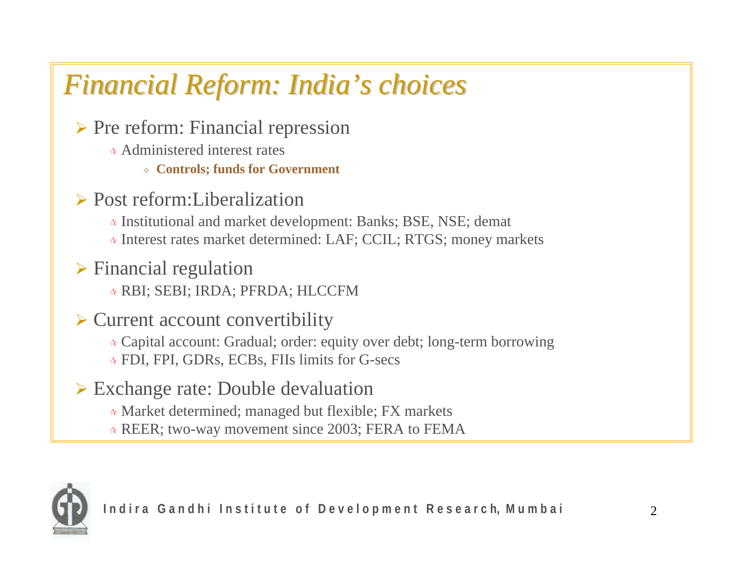# *Financial Reform: India's choices*

- Pre reform: Financial repression
  - Administered interest rates
    - **Controls; funds for Government**
- Post reform:Liberalization
  - Institutional and market development: Banks; BSE, NSE; demat
  - Interest rates market determined: LAF; CCIL; RTGS; money markets
- Financial regulation
  - RBI; SEBI; IRDA; PFRDA; HLCCFM
- Current account convertibility
  - Capital account: Gradual; order: equity over debt; long-term borrowing
  - FDI, FPI, GDRs, ECBs, FIIs limits for G-secs
- Exchange rate: Double devaluation
  - Market determined; managed but flexible; FX markets
  - REER; two-way movement since 2003; FERA to FEMA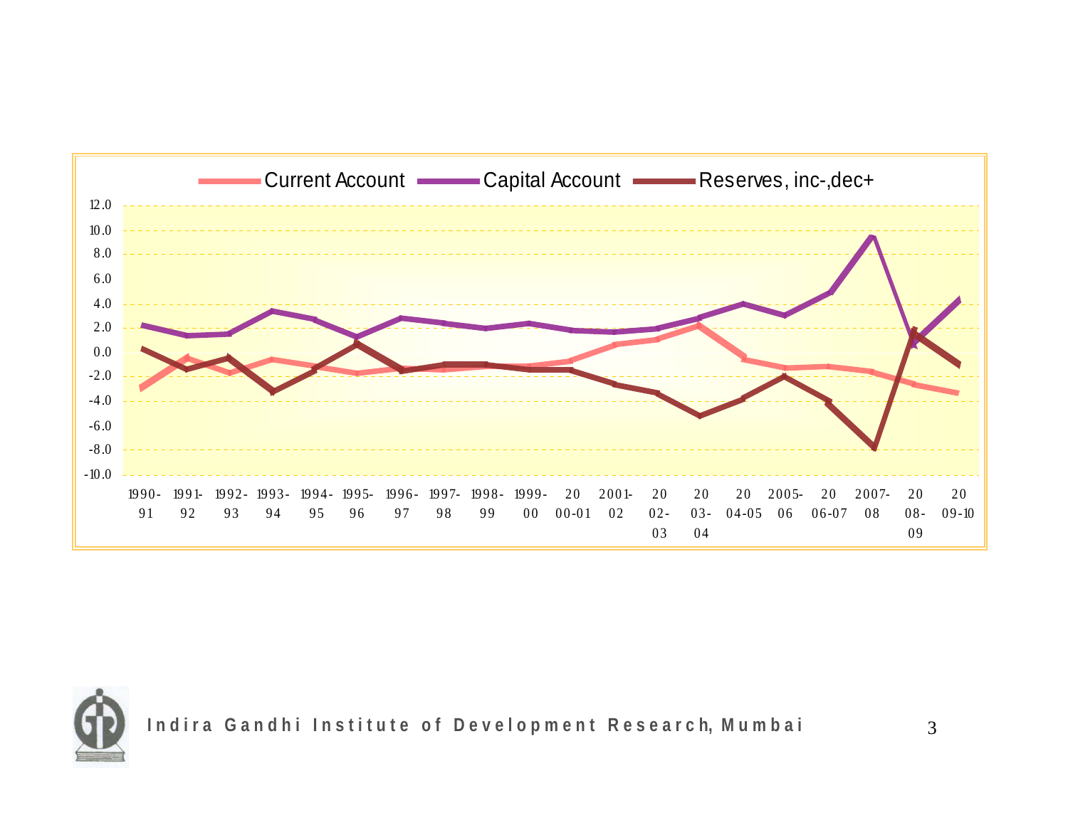Current Account | Capital Account | Reserves, inc-,dec+

12.0
10.0
8.0
6.0
4.0
2.0
0.0
-2.0
-4.0
-6.0
-8.0
-10.0

1990-91 | 1991-92 | 1992-93 | 1993-94 | 1994-95 | 1995-96 | 1996-97 | 1997-98 | 1998-99 | 1999-00 | 2000-01 | 2001-02 | 2002-03 | 2003-04 | 2004-05 | 2005-06 | 2006-07 | 2007-08 | 2008-09 | 2009-10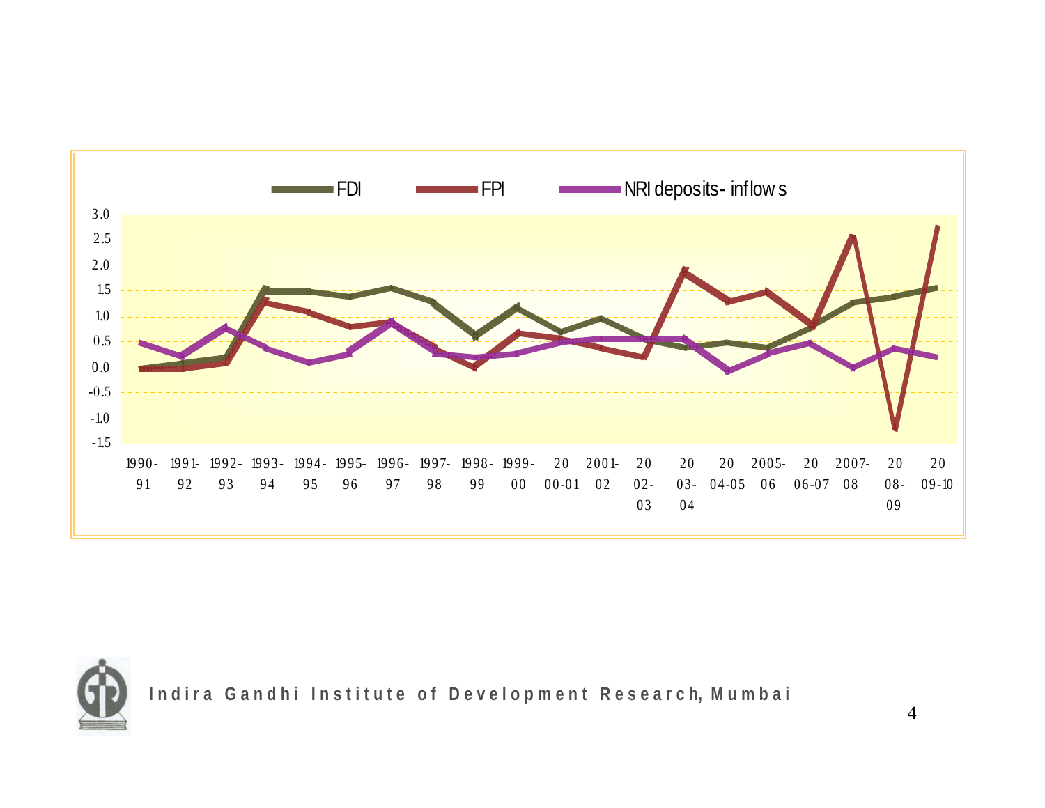FDI FPI NRI deposits- inflows

3.0
2.5
2.0
1.5
1.0
0.5
0.0
-0.5
-1.0
-1.5

1990-91 | 1991-92 | 1992-93 | 1993-94 | 1994-95 | 1995-96 | 1996-97 | 1997-98 | 1998-99 | 1999-00 | 2000-01 | 2001-02 | 2002-03 | 2003-04 | 2004-05 | 2005-06 | 2006-07 | 2007-08 | 2008-09 | 2009-10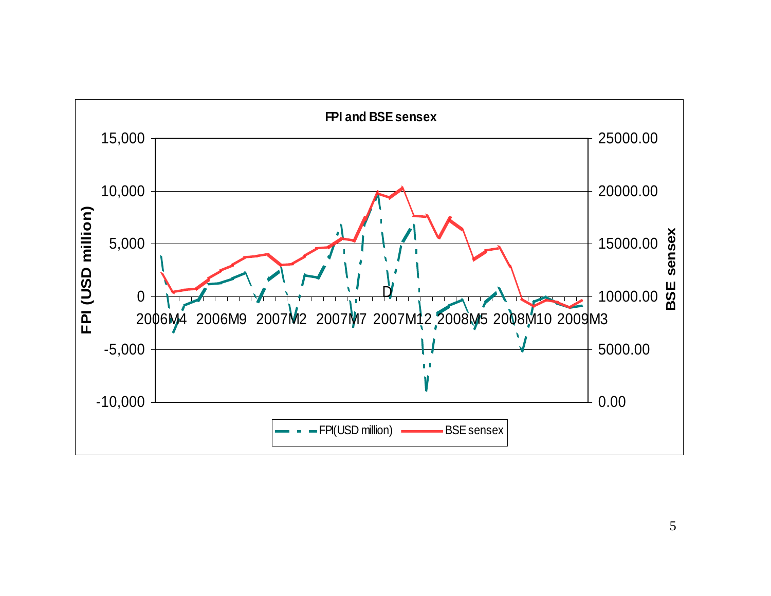**FPI and BSE sensex**

FPI (USD million): 15,000; 10,000; 5,000; 0; -5,000; -10,000

BSE sensex: 25000.00; 20000.00; 15000.00; 10000.00; 5000.00; 0.00

2006M4 2006M9 2007M2 2007M7 2007M12 2008M5 2008M10 2009M3

D

FPI(USD million) — BSE sensex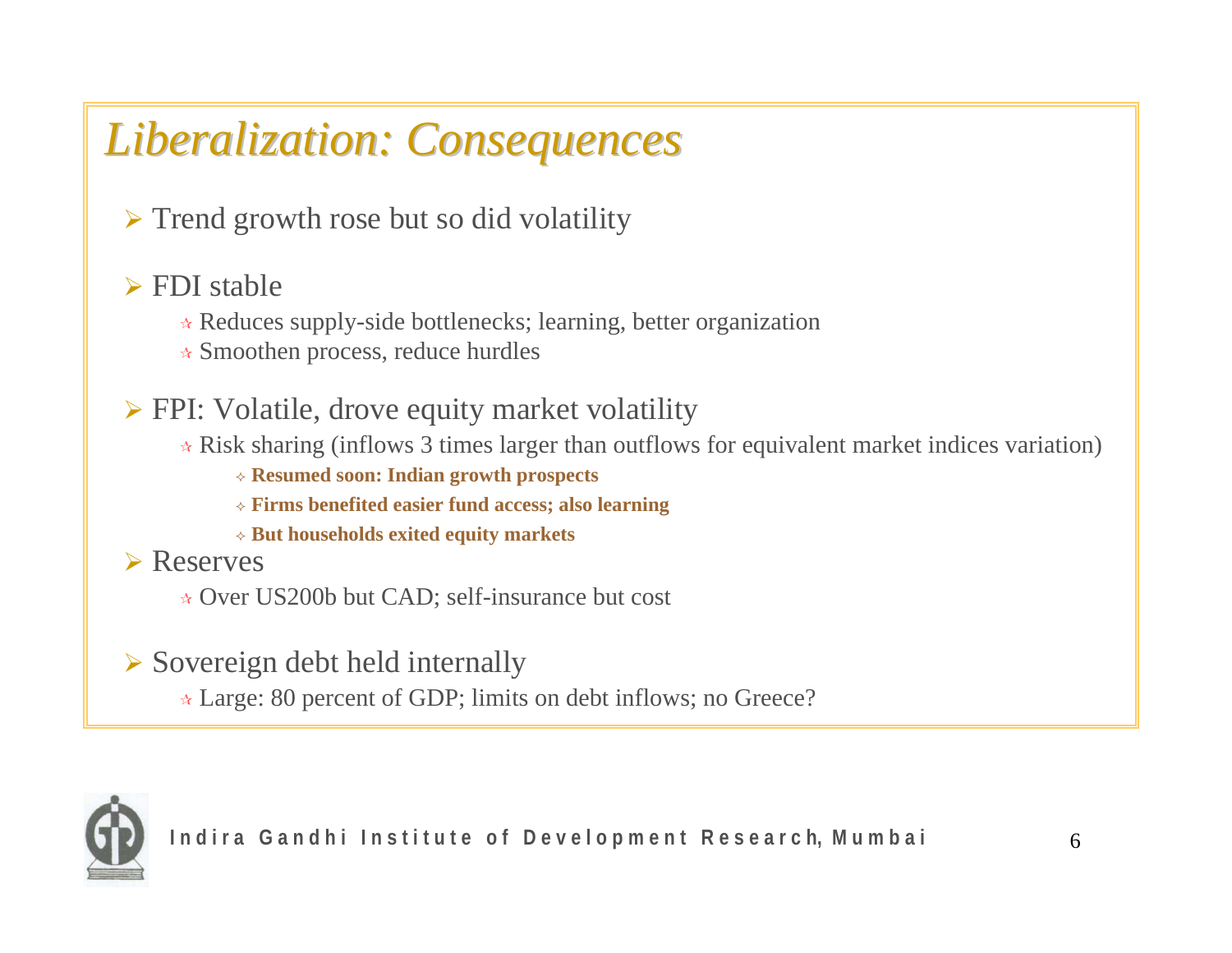# *Liberalization: Consequences*

- Trend growth rose but so did volatility

- FDI stable
  - Reduces supply-side bottlenecks; learning, better organization
  - Smoothen process, reduce hurdles

- FPI: Volatile, drove equity market volatility
  - Risk sharing (inflows 3 times larger than outflows for equivalent market indices variation)
    - **Resumed soon: Indian growth prospects**
    - **Firms benefited easier fund access; also learning**
    - **But households exited equity markets**

- Reserves
  - Over US200b but CAD; self-insurance but cost

- Sovereign debt held internally
  - Large: 80 percent of GDP; limits on debt inflows; no Greece?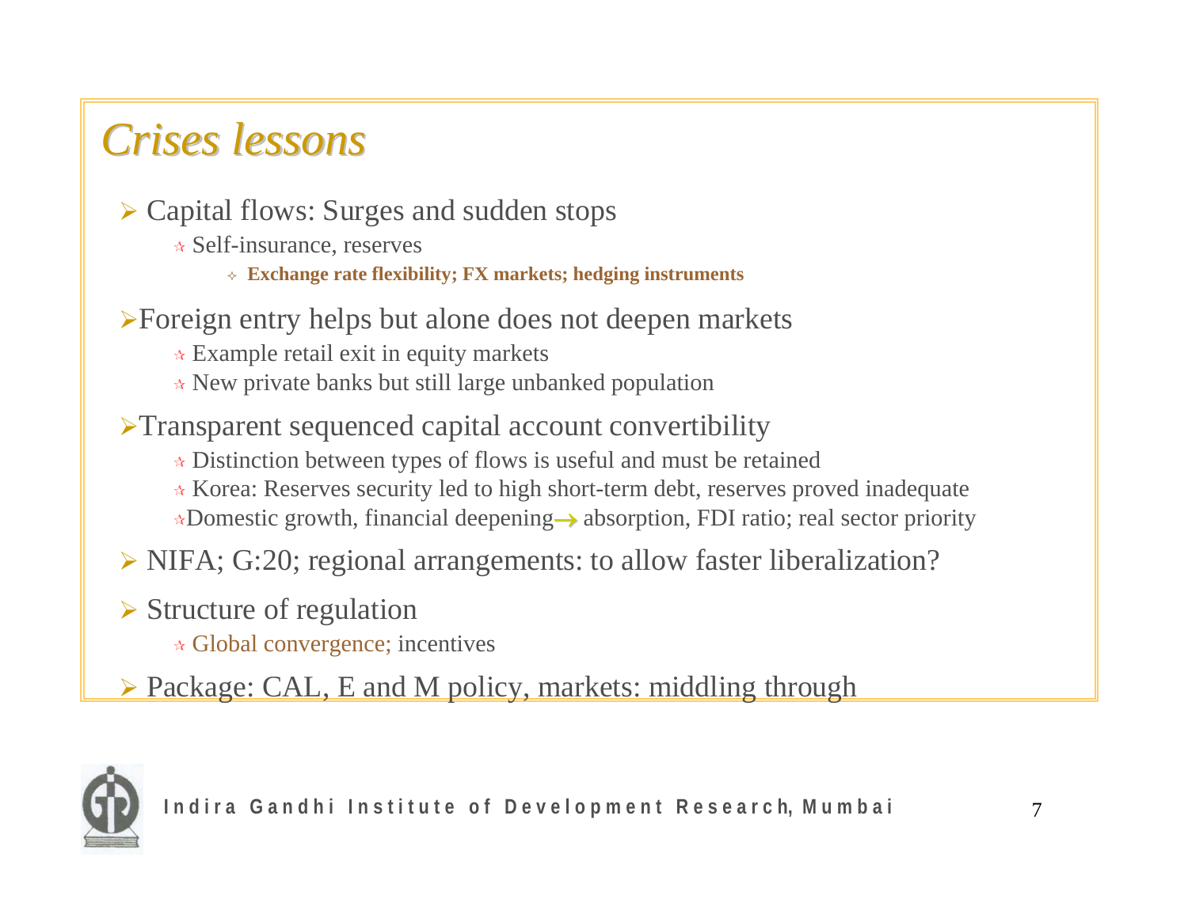# *Crises lessons*

- Capital flows: Surges and sudden stops
  - Self-insurance, reserves
    - **Exchange rate flexibility; FX markets; hedging instruments**
- Foreign entry helps but alone does not deepen markets
  - Example retail exit in equity markets
  - New private banks but still large unbanked population
- Transparent sequenced capital account convertibility
  - Distinction between types of flows is useful and must be retained
  - Korea: Reserves security led to high short-term debt, reserves proved inadequate
  - Domestic growth, financial deepening → absorption, FDI ratio; real sector priority
- NIFA; G:20; regional arrangements: to allow faster liberalization?
- Structure of regulation
  - Global convergence; incentives
- Package: CAL, E and M policy, markets: middling through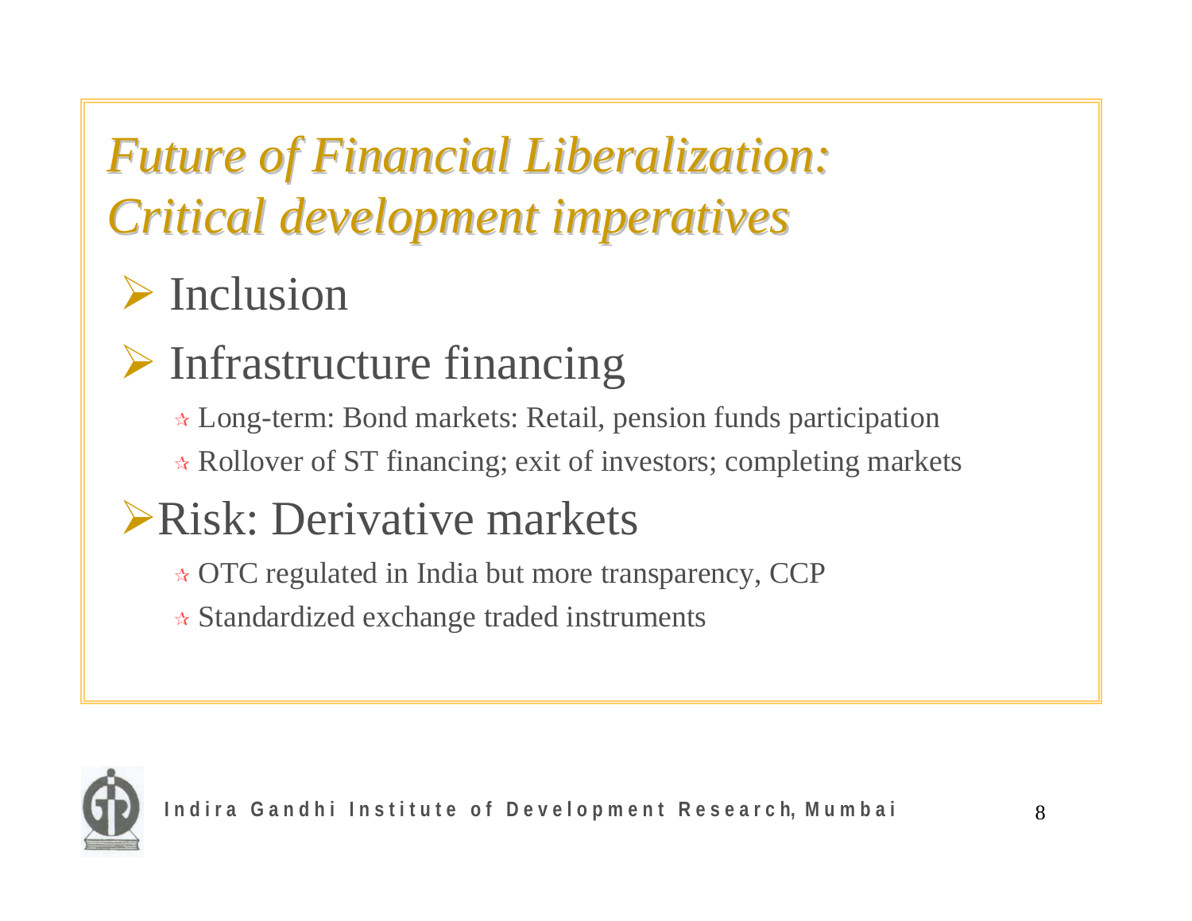# *Future of Financial Liberalization: Critical development imperatives*

- Inclusion
- Infrastructure financing
  - Long-term: Bond markets: Retail, pension funds participation
  - Rollover of ST financing; exit of investors; completing markets
- Risk: Derivative markets
  - OTC regulated in India but more transparency, CCP
  - Standardized exchange traded instruments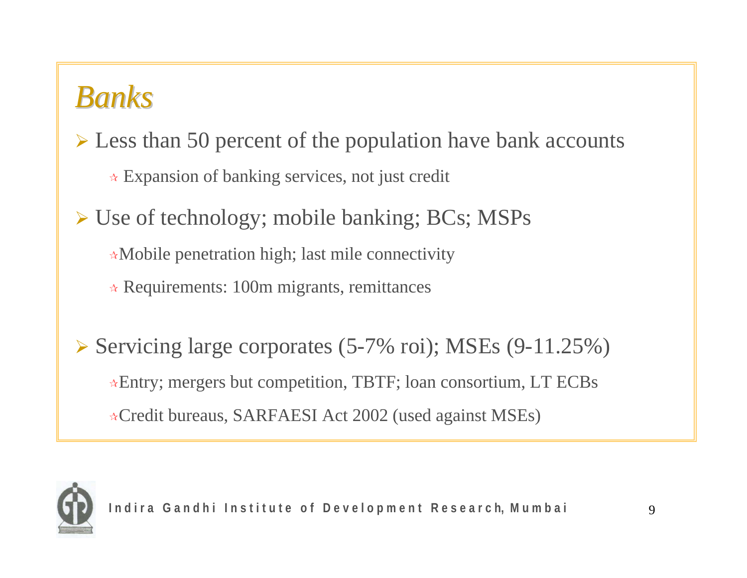# *Banks*

- Less than 50 percent of the population have bank accounts
  - Expansion of banking services, not just credit
- Use of technology; mobile banking; BCs; MSPs
  - Mobile penetration high; last mile connectivity
  - Requirements: 100m migrants, remittances
- Servicing large corporates (5-7% roi); MSEs (9-11.25%)
  - Entry; mergers but competition, TBTF; loan consortium, LT ECBs
  - Credit bureaus, SARFAESI Act 2002 (used against MSEs)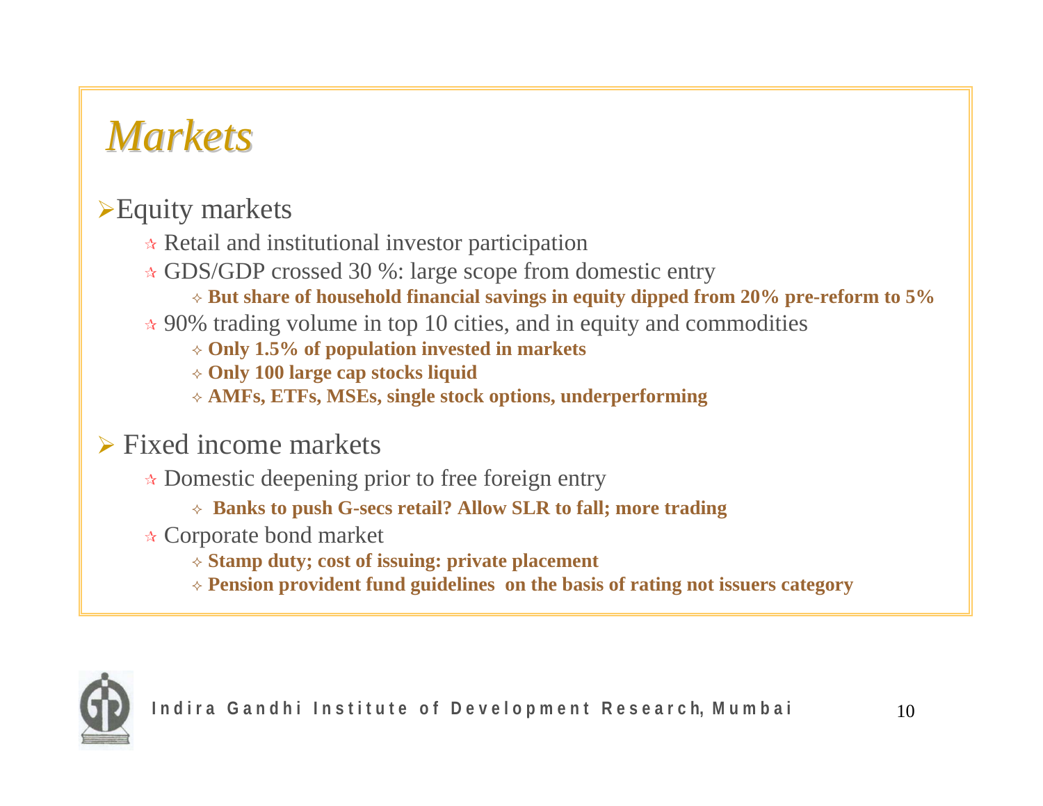# *Markets*

- Equity markets
  - Retail and institutional investor participation
  - GDS/GDP crossed 30 %: large scope from domestic entry
    - **But share of household financial savings in equity dipped from 20% pre-reform to 5%**
  - 90% trading volume in top 10 cities, and in equity and commodities
    - **Only 1.5% of population invested in markets**
    - **Only 100 large cap stocks liquid**
    - **AMFs, ETFs, MSEs, single stock options, underperforming**

- Fixed income markets
  - Domestic deepening prior to free foreign entry
    - **Banks to push G-secs retail? Allow SLR to fall; more trading**
  - Corporate bond market
    - **Stamp duty; cost of issuing: private placement**
    - **Pension provident fund guidelines on the basis of rating not issuers category**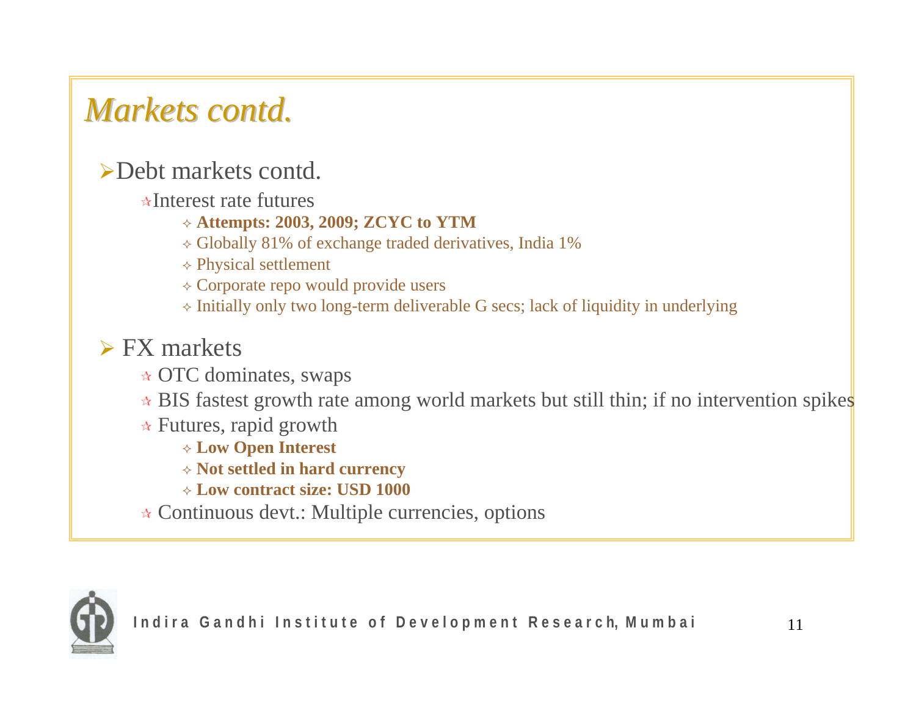# *Markets contd.*

- Debt markets contd.
  - Interest rate futures
    - **Attempts: 2003, 2009; ZCYC to YTM**
    - Globally 81% of exchange traded derivatives, India 1%
    - Physical settlement
    - Corporate repo would provide users
    - Initially only two long-term deliverable G secs; lack of liquidity in underlying

- FX markets
  - OTC dominates, swaps
  - BIS fastest growth rate among world markets but still thin; if no intervention spikes
  - Futures, rapid growth
    - **Low Open Interest**
    - **Not settled in hard currency**
    - **Low contract size: USD 1000**
  - Continuous devt.: Multiple currencies, options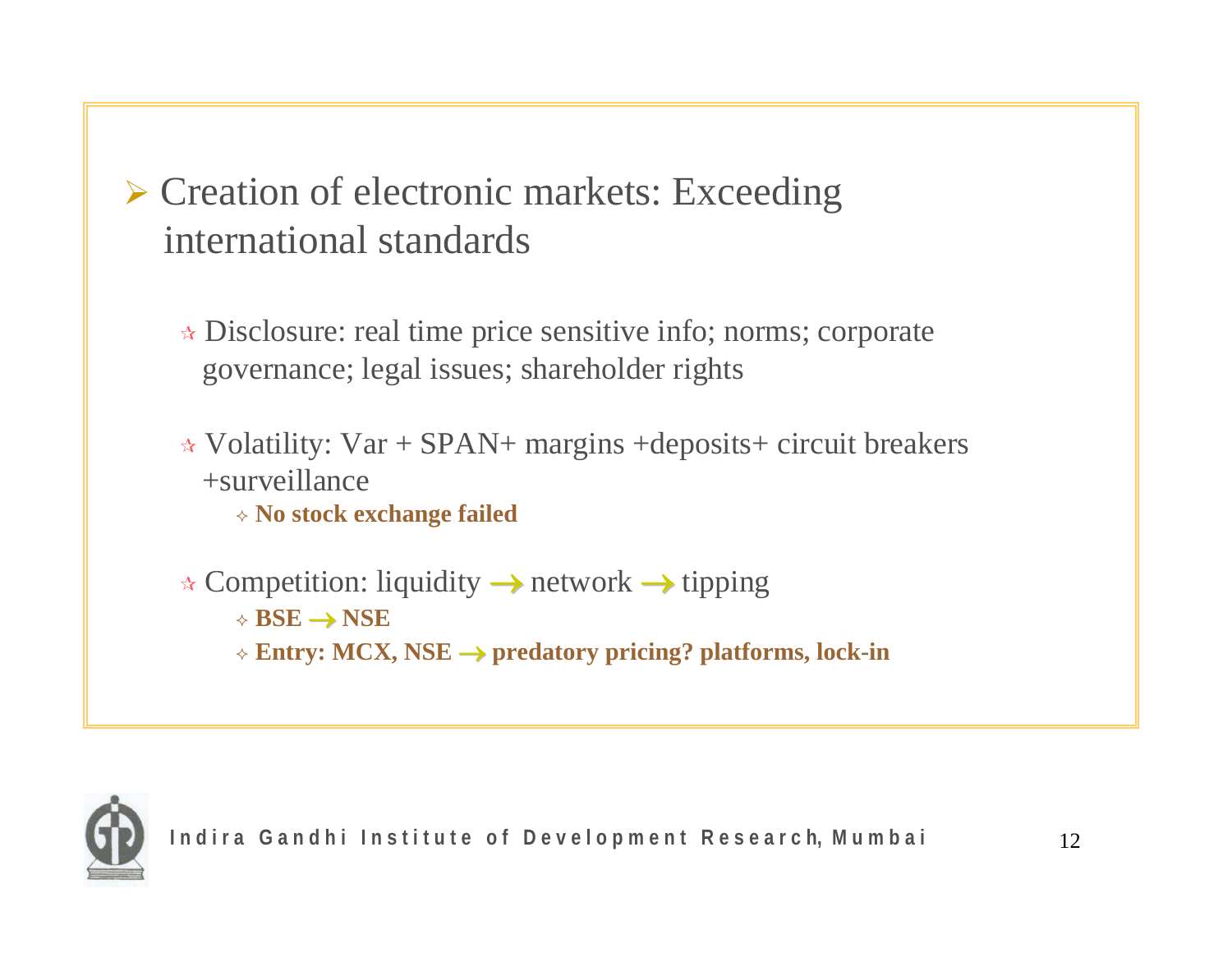- Creation of electronic markets: Exceeding international standards

  - Disclosure: real time price sensitive info; norms; corporate governance; legal issues; shareholder rights

  - Volatility: Var + SPAN+ margins +deposits+ circuit breakers +surveillance
    - **No stock exchange failed**

  - Competition: liquidity → network → tipping
    - **BSE → NSE**
    - **Entry: MCX, NSE → predatory pricing? platforms, lock-in**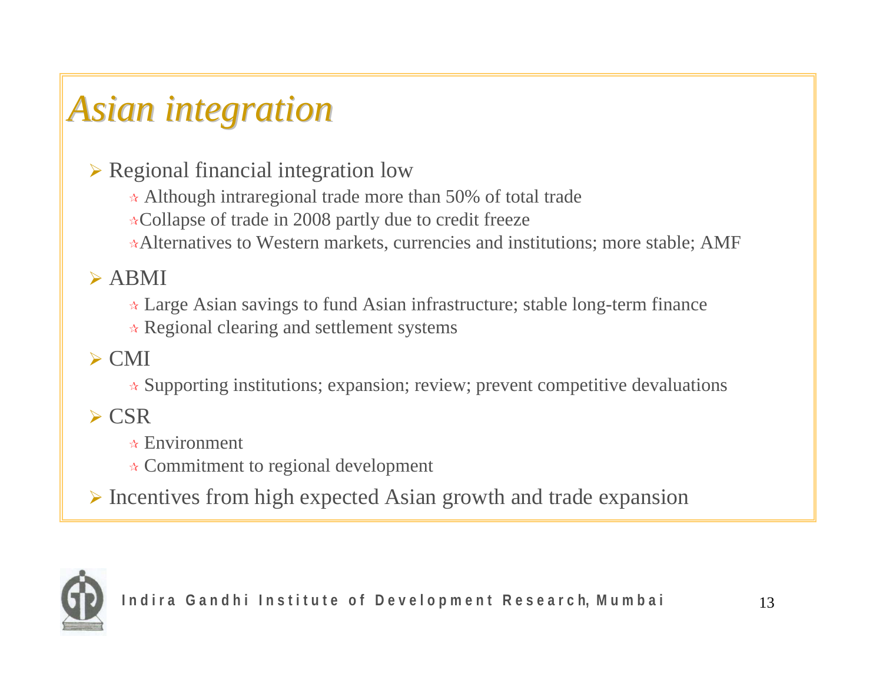# *Asian integration*

- Regional financial integration low
  - Although intraregional trade more than 50% of total trade
  - Collapse of trade in 2008 partly due to credit freeze
  - Alternatives to Western markets, currencies and institutions; more stable; AMF
- ABMI
  - Large Asian savings to fund Asian infrastructure; stable long-term finance
  - Regional clearing and settlement systems
- CMI
  - Supporting institutions; expansion; review; prevent competitive devaluations
- CSR
  - Environment
  - Commitment to regional development
- Incentives from high expected Asian growth and trade expansion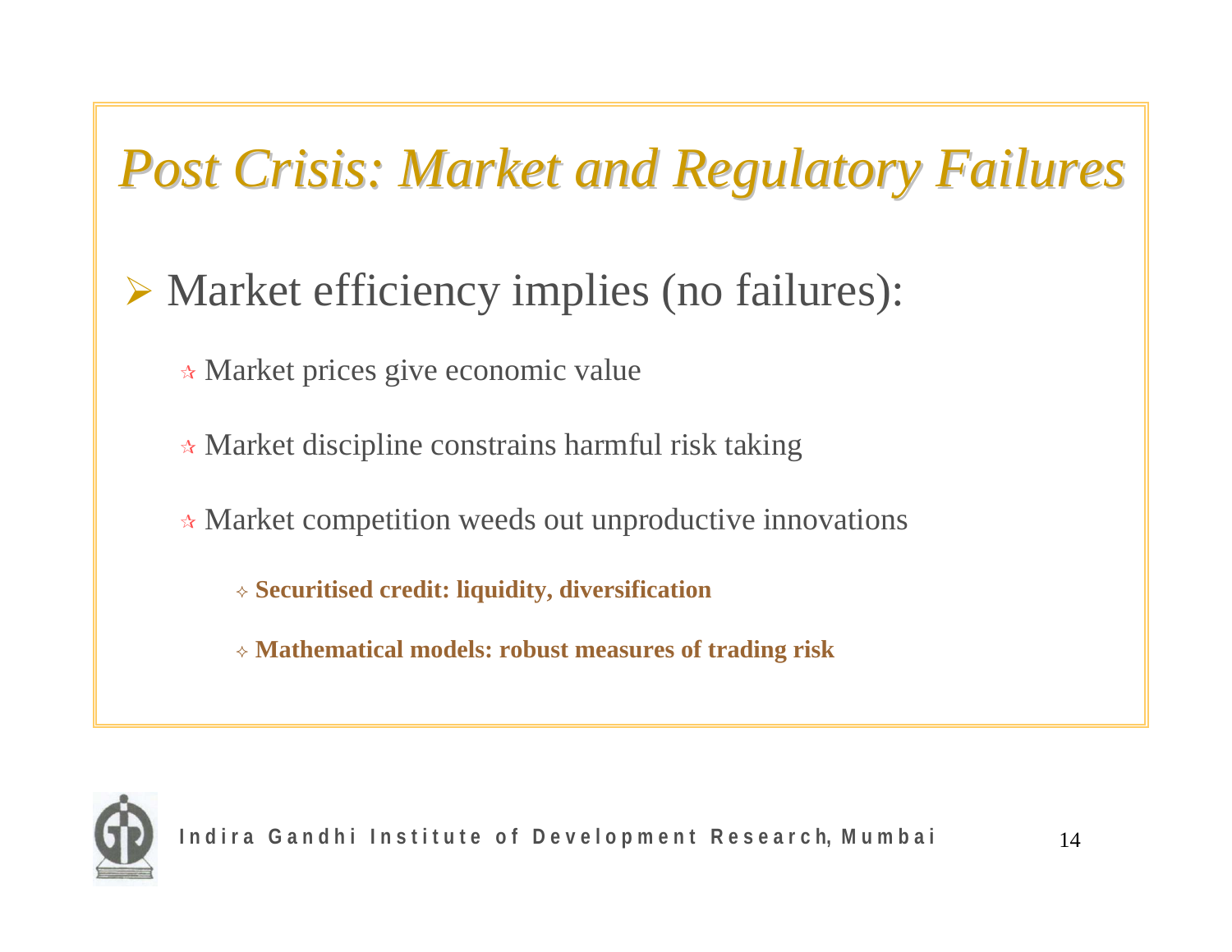# *Post Crisis: Market and Regulatory Failures*

- Market efficiency implies (no failures):
  - Market prices give economic value
  - Market discipline constrains harmful risk taking
  - Market competition weeds out unproductive innovations
    - **Securitised credit: liquidity, diversification**
    - **Mathematical models: robust measures of trading risk**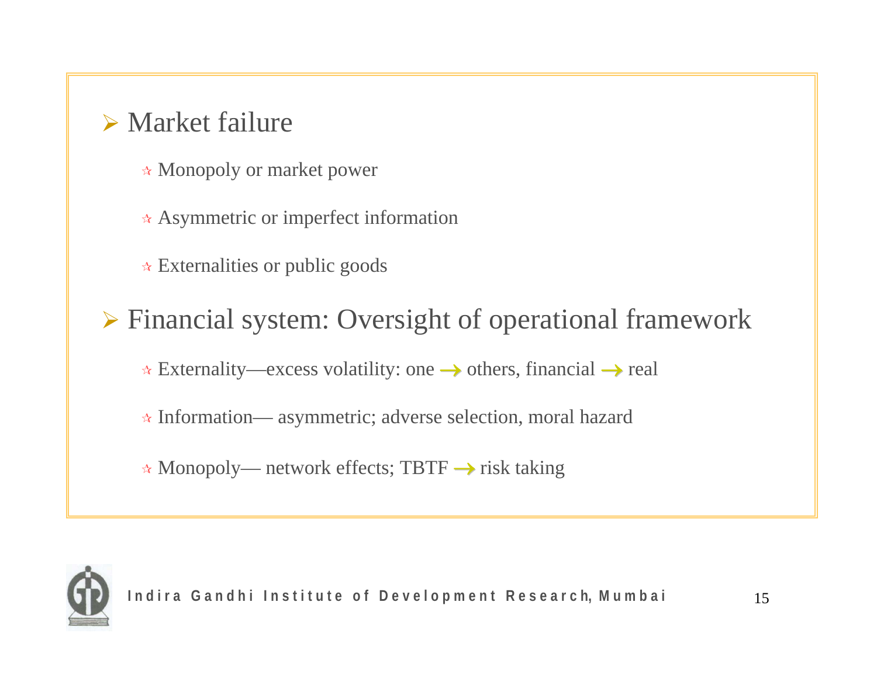- Market failure
  - Monopoly or market power
  - Asymmetric or imperfect information
  - Externalities or public goods
- Financial system: Oversight of operational framework
  - Externality—excess volatility: one → others, financial → real
  - Information— asymmetric; adverse selection, moral hazard
  - Monopoly— network effects; TBTF → risk taking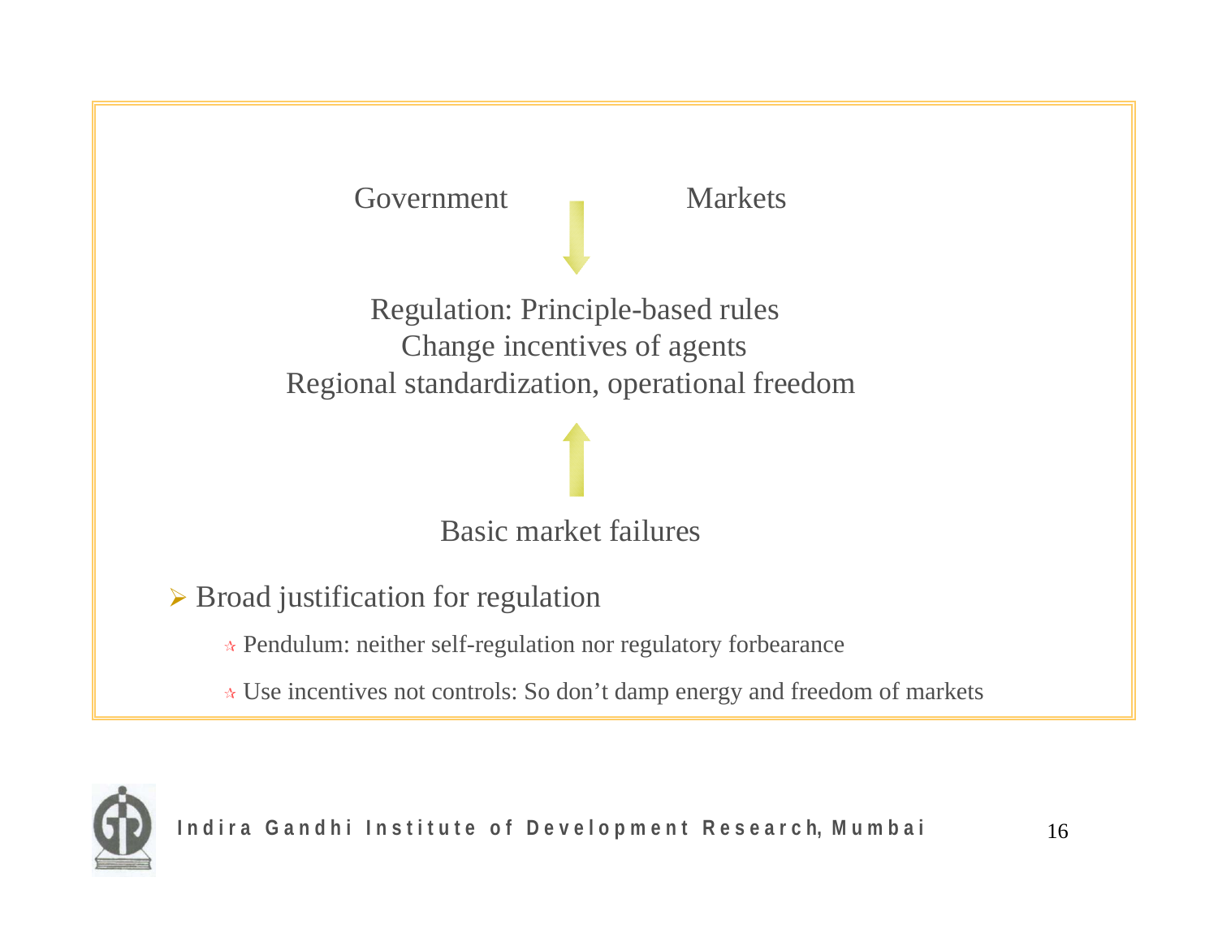Government ↓ Markets

Regulation: Principle-based rules
Change incentives of agents
Regional standardization, operational freedom

↑

Basic market failures

- Broad justification for regulation
  - Pendulum: neither self-regulation nor regulatory forbearance
  - Use incentives not controls: So don't damp energy and freedom of markets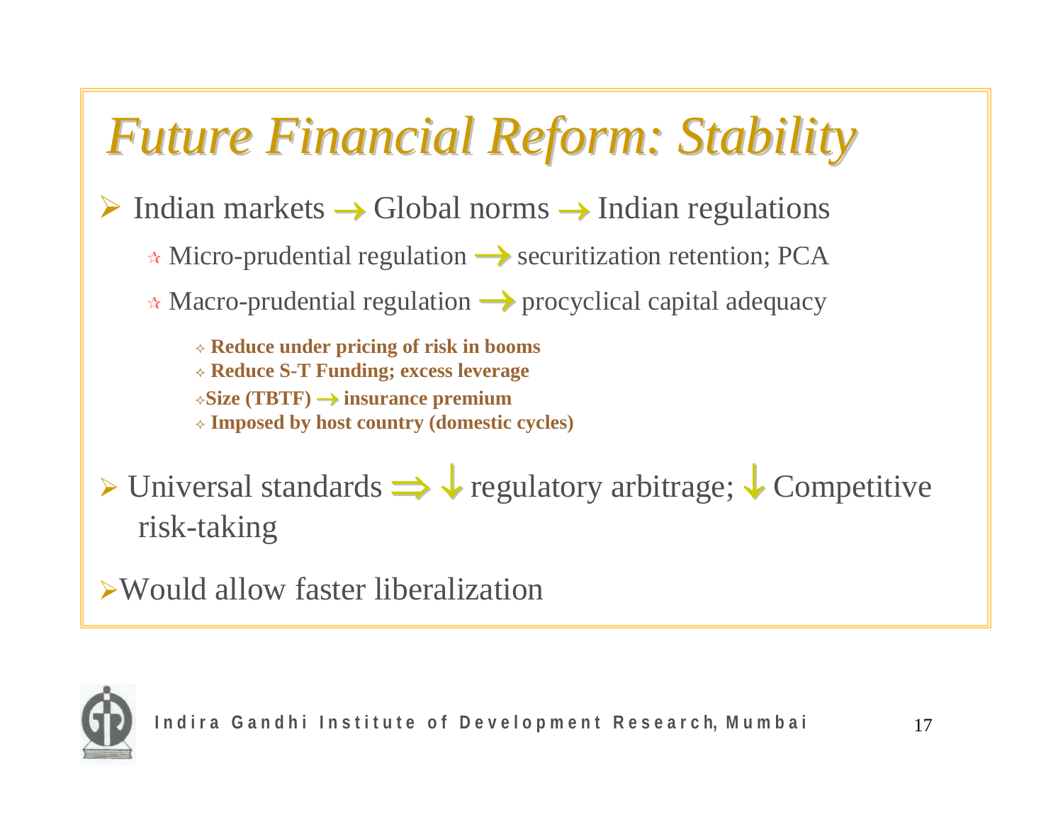# *Future Financial Reform: Stability*

- Indian markets → Global norms → Indian regulations
  - Micro-prudential regulation → securitization retention; PCA
  - Macro-prudential regulation → procyclical capital adequacy
    - **Reduce under pricing of risk in booms**
    - **Reduce S-T Funding; excess leverage**
    - **Size (TBTF) → insurance premium**
    - **Imposed by host country (domestic cycles)**
- Universal standards ⇒ ↓ regulatory arbitrage; ↓ Competitive risk-taking
- Would allow faster liberalization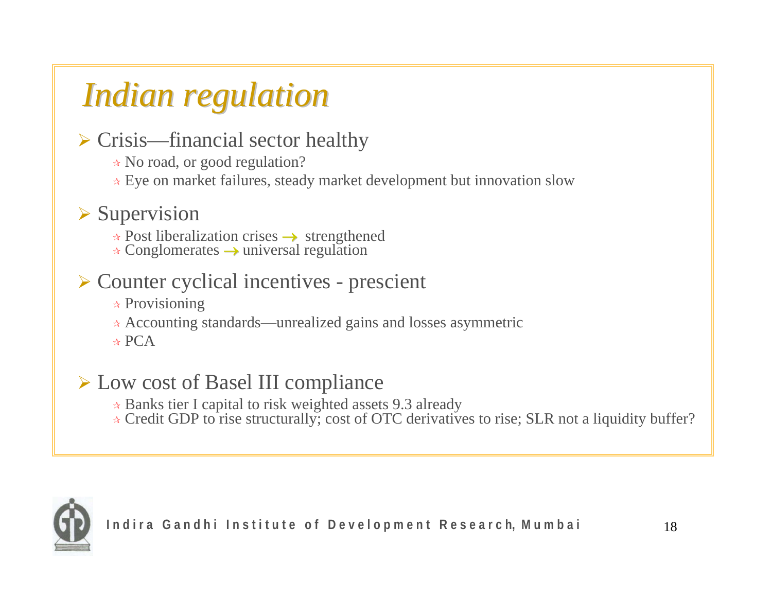# *Indian regulation*

- Crisis—financial sector healthy
  - No road, or good regulation?
  - Eye on market failures, steady market development but innovation slow
- Supervision
  - Post liberalization crises → strengthened
  - Conglomerates → universal regulation
- Counter cyclical incentives - prescient
  - Provisioning
  - Accounting standards—unrealized gains and losses asymmetric
  - PCA
- Low cost of Basel III compliance
  - Banks tier I capital to risk weighted assets 9.3 already
  - Credit GDP to rise structurally; cost of OTC derivatives to rise; SLR not a liquidity buffer?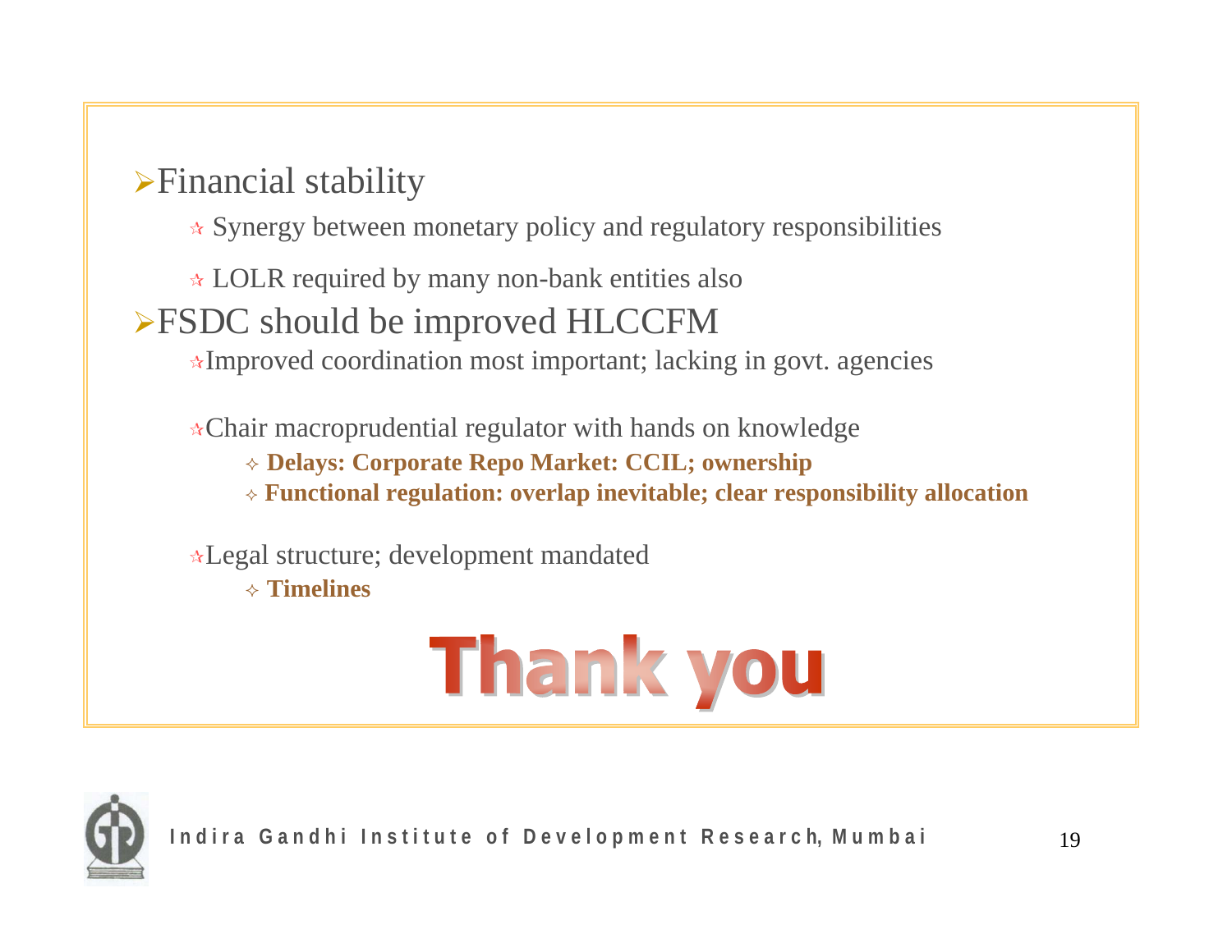- Financial stability
  - Synergy between monetary policy and regulatory responsibilities
  - LOLR required by many non-bank entities also
- FSDC should be improved HLCCFM
  - Improved coordination most important; lacking in govt. agencies
  - Chair macroprudential regulator with hands on knowledge
    - **Delays: Corporate Repo Market: CCIL; ownership**
    - **Functional regulation: overlap inevitable; clear responsibility allocation**
  - Legal structure; development mandated
    - **Timelines**

**Thank you**